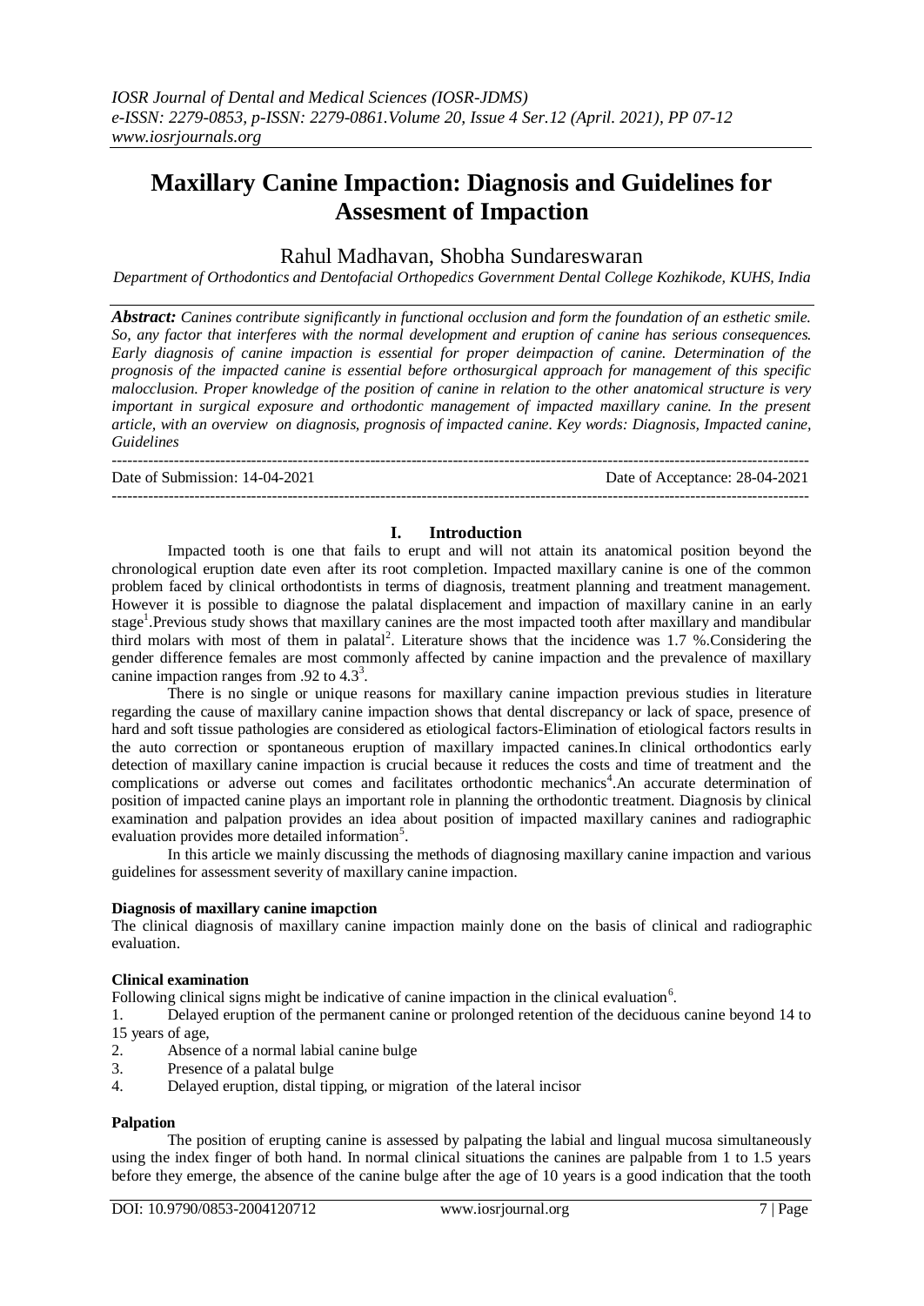# Maxillary Canine Impaction: Diagnosis and Guidelines for Assesment of Impaction

Rahul Madhavan, Shobha Sundareswaran

*Department of Orthodontics and Dentofacial Orthopedics Government Dental College Kozhikode, KUHS, India*

***Abstract:*** *Canines contribute significantly in functional occlusion and form the foundation of an esthetic smile. So, any factor that interferes with the normal development and eruption of canine has serious consequences. Early diagnosis of canine impaction is essential for proper deimpaction of canine. Determination of the prognosis of the impacted canine is essential before orthosurgical approach for management of this specific malocclusion. Proper knowledge of the position of canine in relation to the other anatomical structure is very important in surgical exposure and orthodontic management of impacted maxillary canine. In the present article, with an overview on diagnosis, prognosis of impacted canine. Key words: Diagnosis, Impacted canine, Guidelines*

Date of Submission: 14-04-2021 Date of Acceptance: 28-04-2021

## I. Introduction

Impacted tooth is one that fails to erupt and will not attain its anatomical position beyond the chronological eruption date even after its root completion. Impacted maxillary canine is one of the common problem faced by clinical orthodontists in terms of diagnosis, treatment planning and treatment management. However it is possible to diagnose the palatal displacement and impaction of maxillary canine in an early stage[1].Previous study shows that maxillary canines are the most impacted tooth after maxillary and mandibular third molars with most of them in palatal[2]. Literature shows that the incidence was 1.7 %.Considering the gender difference females are most commonly affected by canine impaction and the prevalence of maxillary canine impaction ranges from .92 to 4.3[3].

There is no single or unique reasons for maxillary canine impaction previous studies in literature regarding the cause of maxillary canine impaction shows that dental discrepancy or lack of space, presence of hard and soft tissue pathologies are considered as etiological factors-Elimination of etiological factors results in the auto correction or spontaneous eruption of maxillary impacted canines.In clinical orthodontics early detection of maxillary canine impaction is crucial because it reduces the costs and time of treatment and the complications or adverse out comes and facilitates orthodontic mechanics[4].An accurate determination of position of impacted canine plays an important role in planning the orthodontic treatment. Diagnosis by clinical examination and palpation provides an idea about position of impacted maxillary canines and radiographic evaluation provides more detailed information[5].

In this article we mainly discussing the methods of diagnosing maxillary canine impaction and various guidelines for assessment severity of maxillary canine impaction.

### Diagnosis of maxillary canine imapction

The clinical diagnosis of maxillary canine impaction mainly done on the basis of clinical and radiographic evaluation.

### Clinical examination

Following clinical signs might be indicative of canine impaction in the clinical evaluation[6].

1. Delayed eruption of the permanent canine or prolonged retention of the deciduous canine beyond 14 to 15 years of age,
2. Absence of a normal labial canine bulge
3. Presence of a palatal bulge
4. Delayed eruption, distal tipping, or migration of the lateral incisor

### Palpation

The position of erupting canine is assessed by palpating the labial and lingual mucosa simultaneously using the index finger of both hand. In normal clinical situations the canines are palpable from 1 to 1.5 years before they emerge, the absence of the canine bulge after the age of 10 years is a good indication that the tooth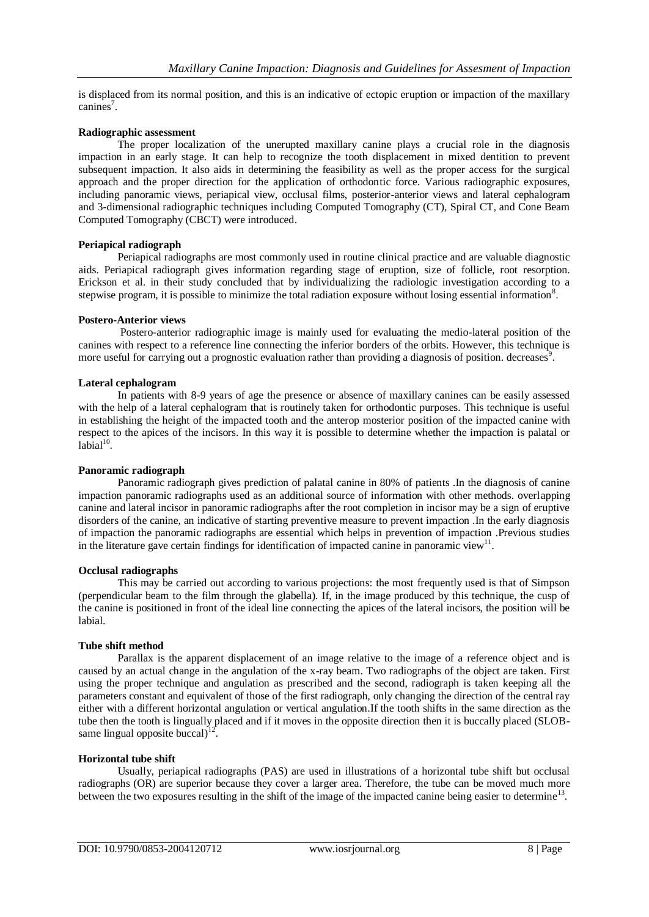is displaced from its normal position, and this is an indicative of ectopic eruption or impaction of the maxillary canines[7].

**Radiographic assessment**

The proper localization of the unerupted maxillary canine plays a crucial role in the diagnosis impaction in an early stage. It can help to recognize the tooth displacement in mixed dentition to prevent subsequent impaction. It also aids in determining the feasibility as well as the proper access for the surgical approach and the proper direction for the application of orthodontic force. Various radiographic exposures, including panoramic views, periapical view, occlusal films, posterior-anterior views and lateral cephalogram and 3-dimensional radiographic techniques including Computed Tomography (CT), Spiral CT, and Cone Beam Computed Tomography (CBCT) were introduced.

**Periapical radiograph**

Periapical radiographs are most commonly used in routine clinical practice and are valuable diagnostic aids. Periapical radiograph gives information regarding stage of eruption, size of follicle, root resorption. Erickson et al. in their study concluded that by individualizing the radiologic investigation according to a stepwise program, it is possible to minimize the total radiation exposure without losing essential information[8].

**Postero-Anterior views**

Postero-anterior radiographic image is mainly used for evaluating the medio-lateral position of the canines with respect to a reference line connecting the inferior borders of the orbits. However, this technique is more useful for carrying out a prognostic evaluation rather than providing a diagnosis of position. decreases[9].

**Lateral cephalogram**

In patients with 8-9 years of age the presence or absence of maxillary canines can be easily assessed with the help of a lateral cephalogram that is routinely taken for orthodontic purposes. This technique is useful in establishing the height of the impacted tooth and the anterop mosterior position of the impacted canine with respect to the apices of the incisors. In this way it is possible to determine whether the impaction is palatal or labial[10].

**Panoramic radiograph**

Panoramic radiograph gives prediction of palatal canine in 80% of patients .In the diagnosis of canine impaction panoramic radiographs used as an additional source of information with other methods. overlapping canine and lateral incisor in panoramic radiographs after the root completion in incisor may be a sign of eruptive disorders of the canine, an indicative of starting preventive measure to prevent impaction .In the early diagnosis of impaction the panoramic radiographs are essential which helps in prevention of impaction .Previous studies in the literature gave certain findings for identification of impacted canine in panoramic view[11].

**Occlusal radiographs**

This may be carried out according to various projections: the most frequently used is that of Simpson (perpendicular beam to the film through the glabella). If, in the image produced by this technique, the cusp of the canine is positioned in front of the ideal line connecting the apices of the lateral incisors, the position will be labial.

**Tube shift method**

Parallax is the apparent displacement of an image relative to the image of a reference object and is caused by an actual change in the angulation of the x-ray beam. Two radiographs of the object are taken. First using the proper technique and angulation as prescribed and the second, radiograph is taken keeping all the parameters constant and equivalent of those of the first radiograph, only changing the direction of the central ray either with a different horizontal angulation or vertical angulation.If the tooth shifts in the same direction as the tube then the tooth is lingually placed and if it moves in the opposite direction then it is buccally placed (SLOB-same lingual opposite buccal)[12].

**Horizontal tube shift**

Usually, periapical radiographs (PAS) are used in illustrations of a horizontal tube shift but occlusal radiographs (OR) are superior because they cover a larger area. Therefore, the tube can be moved much more between the two exposures resulting in the shift of the image of the impacted canine being easier to determine[13].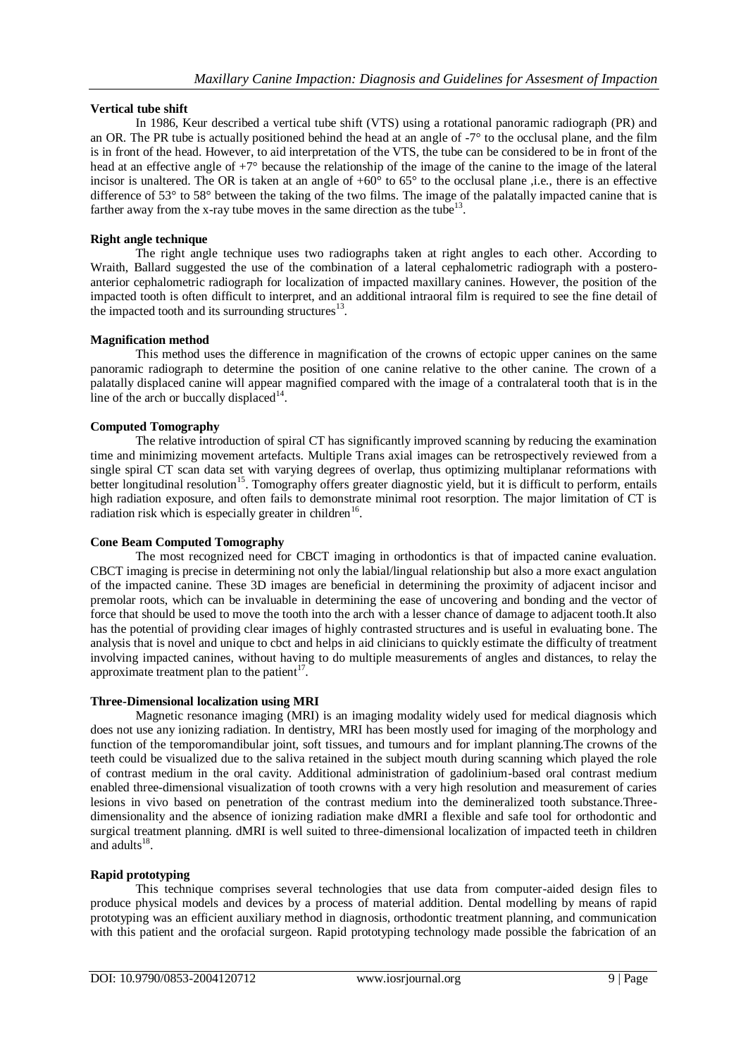### Vertical tube shift

In 1986, Keur described a vertical tube shift (VTS) using a rotational panoramic radiograph (PR) and an OR. The PR tube is actually positioned behind the head at an angle of -7° to the occlusal plane, and the film is in front of the head. However, to aid interpretation of the VTS, the tube can be considered to be in front of the head at an effective angle of +7° because the relationship of the image of the canine to the image of the lateral incisor is unaltered. The OR is taken at an angle of +60° to 65° to the occlusal plane ,i.e., there is an effective difference of 53° to 58° between the taking of the two films. The image of the palatally impacted canine that is farther away from the x-ray tube moves in the same direction as the tube[13].

### Right angle technique

The right angle technique uses two radiographs taken at right angles to each other. According to Wraith, Ballard suggested the use of the combination of a lateral cephalometric radiograph with a postero-anterior cephalometric radiograph for localization of impacted maxillary canines. However, the position of the impacted tooth is often difficult to interpret, and an additional intraoral film is required to see the fine detail of the impacted tooth and its surrounding structures[13].

### Magnification method

This method uses the difference in magnification of the crowns of ectopic upper canines on the same panoramic radiograph to determine the position of one canine relative to the other canine. The crown of a palatally displaced canine will appear magnified compared with the image of a contralateral tooth that is in the line of the arch or buccally displaced[14].

### Computed Tomography

The relative introduction of spiral CT has significantly improved scanning by reducing the examination time and minimizing movement artefacts. Multiple Trans axial images can be retrospectively reviewed from a single spiral CT scan data set with varying degrees of overlap, thus optimizing multiplanar reformations with better longitudinal resolution[15]. Tomography offers greater diagnostic yield, but it is difficult to perform, entails high radiation exposure, and often fails to demonstrate minimal root resorption. The major limitation of CT is radiation risk which is especially greater in children[16].

### Cone Beam Computed Tomography

The most recognized need for CBCT imaging in orthodontics is that of impacted canine evaluation. CBCT imaging is precise in determining not only the labial/lingual relationship but also a more exact angulation of the impacted canine. These 3D images are beneficial in determining the proximity of adjacent incisor and premolar roots, which can be invaluable in determining the ease of uncovering and bonding and the vector of force that should be used to move the tooth into the arch with a lesser chance of damage to adjacent tooth.It also has the potential of providing clear images of highly contrasted structures and is useful in evaluating bone. The analysis that is novel and unique to cbct and helps in aid clinicians to quickly estimate the difficulty of treatment involving impacted canines, without having to do multiple measurements of angles and distances, to relay the approximate treatment plan to the patient[17].

### Three-Dimensional localization using MRI

Magnetic resonance imaging (MRI) is an imaging modality widely used for medical diagnosis which does not use any ionizing radiation. In dentistry, MRI has been mostly used for imaging of the morphology and function of the temporomandibular joint, soft tissues, and tumours and for implant planning.The crowns of the teeth could be visualized due to the saliva retained in the subject mouth during scanning which played the role of contrast medium in the oral cavity. Additional administration of gadolinium-based oral contrast medium enabled three-dimensional visualization of tooth crowns with a very high resolution and measurement of caries lesions in vivo based on penetration of the contrast medium into the demineralized tooth substance.Three-dimensionality and the absence of ionizing radiation make dMRI a flexible and safe tool for orthodontic and surgical treatment planning. dMRI is well suited to three-dimensional localization of impacted teeth in children and adults[18].

### Rapid prototyping

This technique comprises several technologies that use data from computer-aided design files to produce physical models and devices by a process of material addition. Dental modelling by means of rapid prototyping was an efficient auxiliary method in diagnosis, orthodontic treatment planning, and communication with this patient and the orofacial surgeon. Rapid prototyping technology made possible the fabrication of an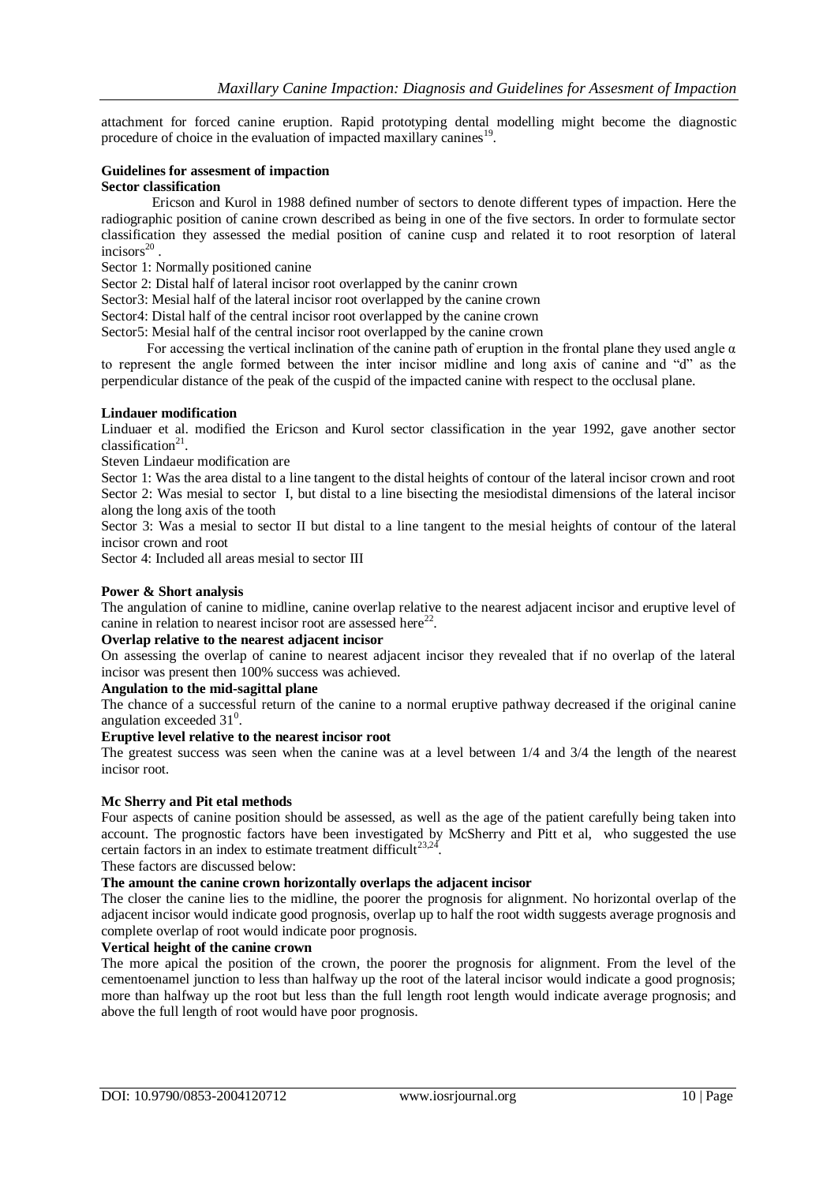attachment for forced canine eruption. Rapid prototyping dental modelling might become the diagnostic procedure of choice in the evaluation of impacted maxillary canines[19].

**Guidelines for assesment of impaction**

**Sector classification**

Ericson and Kurol in 1988 defined number of sectors to denote different types of impaction. Here the radiographic position of canine crown described as being in one of the five sectors. In order to formulate sector classification they assessed the medial position of canine cusp and related it to root resorption of lateral incisors[20] .

Sector 1: Normally positioned canine

Sector 2: Distal half of lateral incisor root overlapped by the caninr crown

Sector3: Mesial half of the lateral incisor root overlapped by the canine crown

Sector4: Distal half of the central incisor root overlapped by the canine crown

Sector5: Mesial half of the central incisor root overlapped by the canine crown

For accessing the vertical inclination of the canine path of eruption in the frontal plane they used angle α to represent the angle formed between the inter incisor midline and long axis of canine and "d" as the perpendicular distance of the peak of the cuspid of the impacted canine with respect to the occlusal plane.

**Lindauer modification**

Linduaer et al. modified the Ericson and Kurol sector classification in the year 1992, gave another sector classification[21].

Steven Lindaeur modification are

Sector 1: Was the area distal to a line tangent to the distal heights of contour of the lateral incisor crown and root

Sector 2: Was mesial to sector I, but distal to a line bisecting the mesiodistal dimensions of the lateral incisor along the long axis of the tooth

Sector 3: Was a mesial to sector II but distal to a line tangent to the mesial heights of contour of the lateral incisor crown and root

Sector 4: Included all areas mesial to sector III

**Power & Short analysis**

The angulation of canine to midline, canine overlap relative to the nearest adjacent incisor and eruptive level of canine in relation to nearest incisor root are assessed here[22].

**Overlap relative to the nearest adjacent incisor**

On assessing the overlap of canine to nearest adjacent incisor they revealed that if no overlap of the lateral incisor was present then 100% success was achieved.

**Angulation to the mid-sagittal plane**

The chance of a successful return of the canine to a normal eruptive pathway decreased if the original canine angulation exceeded $31^0$.

**Eruptive level relative to the nearest incisor root**

The greatest success was seen when the canine was at a level between 1/4 and 3/4 the length of the nearest incisor root.

**Mc Sherry and Pit etal methods**

Four aspects of canine position should be assessed, as well as the age of the patient carefully being taken into account. The prognostic factors have been investigated by McSherry and Pitt et al, who suggested the use certain factors in an index to estimate treatment difficult[23,24].

These factors are discussed below:

**The amount the canine crown horizontally overlaps the adjacent incisor**

The closer the canine lies to the midline, the poorer the prognosis for alignment. No horizontal overlap of the adjacent incisor would indicate good prognosis, overlap up to half the root width suggests average prognosis and complete overlap of root would indicate poor prognosis.

**Vertical height of the canine crown**

The more apical the position of the crown, the poorer the prognosis for alignment. From the level of the cementoenamel junction to less than halfway up the root of the lateral incisor would indicate a good prognosis; more than halfway up the root but less than the full length root length would indicate average prognosis; and above the full length of root would have poor prognosis.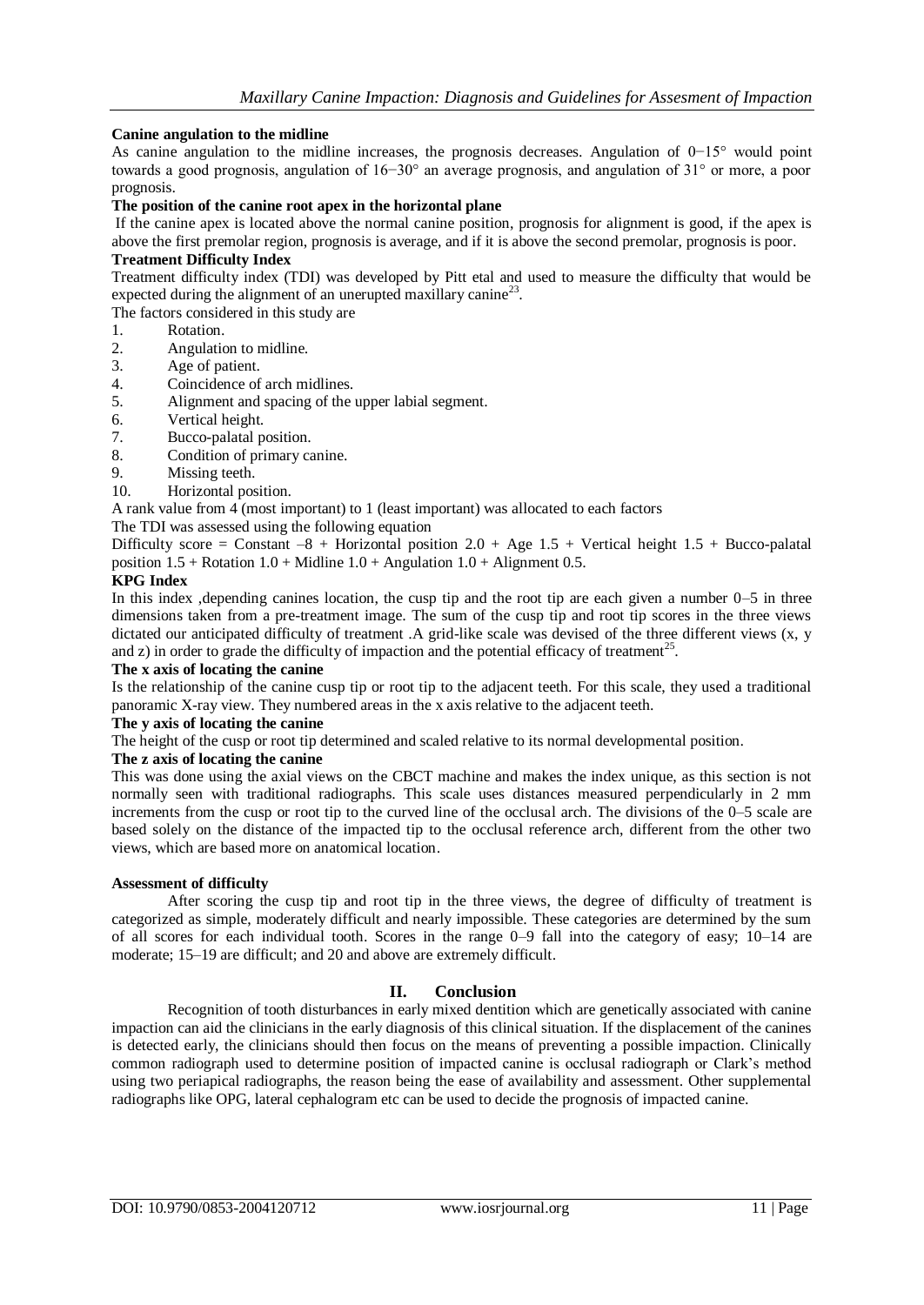**Canine angulation to the midline**

As canine angulation to the midline increases, the prognosis decreases. Angulation of 0−15° would point towards a good prognosis, angulation of 16−30° an average prognosis, and angulation of 31° or more, a poor prognosis.

**The position of the canine root apex in the horizontal plane**

If the canine apex is located above the normal canine position, prognosis for alignment is good, if the apex is above the first premolar region, prognosis is average, and if it is above the second premolar, prognosis is poor.

**Treatment Difficulty Index**

Treatment difficulty index (TDI) was developed by Pitt etal and used to measure the difficulty that would be expected during the alignment of an unerupted maxillary canine[23].

The factors considered in this study are

1. Rotation.
2. Angulation to midline.
3. Age of patient.
4. Coincidence of arch midlines.
5. Alignment and spacing of the upper labial segment.
6. Vertical height.
7. Bucco-palatal position.
8. Condition of primary canine.
9. Missing teeth.
10. Horizontal position.

A rank value from 4 (most important) to 1 (least important) was allocated to each factors

The TDI was assessed using the following equation

Difficulty score = Constant –8 + Horizontal position 2.0 + Age 1.5 + Vertical height 1.5 + Bucco-palatal position 1.5 + Rotation 1.0 + Midline 1.0 + Angulation 1.0 + Alignment 0.5.

**KPG Index**

In this index ,depending canines location, the cusp tip and the root tip are each given a number 0–5 in three dimensions taken from a pre-treatment image. The sum of the cusp tip and root tip scores in the three views dictated our anticipated difficulty of treatment .A grid-like scale was devised of the three different views (x, y and z) in order to grade the difficulty of impaction and the potential efficacy of treatment[25].

**The x axis of locating the canine**

Is the relationship of the canine cusp tip or root tip to the adjacent teeth. For this scale, they used a traditional panoramic X-ray view. They numbered areas in the x axis relative to the adjacent teeth.

**The y axis of locating the canine**

The height of the cusp or root tip determined and scaled relative to its normal developmental position.

**The z axis of locating the canine**

This was done using the axial views on the CBCT machine and makes the index unique, as this section is not normally seen with traditional radiographs. This scale uses distances measured perpendicularly in 2 mm increments from the cusp or root tip to the curved line of the occlusal arch. The divisions of the 0–5 scale are based solely on the distance of the impacted tip to the occlusal reference arch, different from the other two views, which are based more on anatomical location.

**Assessment of difficulty**

After scoring the cusp tip and root tip in the three views, the degree of difficulty of treatment is categorized as simple, moderately difficult and nearly impossible. These categories are determined by the sum of all scores for each individual tooth. Scores in the range 0–9 fall into the category of easy; 10–14 are moderate; 15–19 are difficult; and 20 and above are extremely difficult.

## II. Conclusion

Recognition of tooth disturbances in early mixed dentition which are genetically associated with canine impaction can aid the clinicians in the early diagnosis of this clinical situation. If the displacement of the canines is detected early, the clinicians should then focus on the means of preventing a possible impaction. Clinically common radiograph used to determine position of impacted canine is occlusal radiograph or Clark's method using two periapical radiographs, the reason being the ease of availability and assessment. Other supplemental radiographs like OPG, lateral cephalogram etc can be used to decide the prognosis of impacted canine.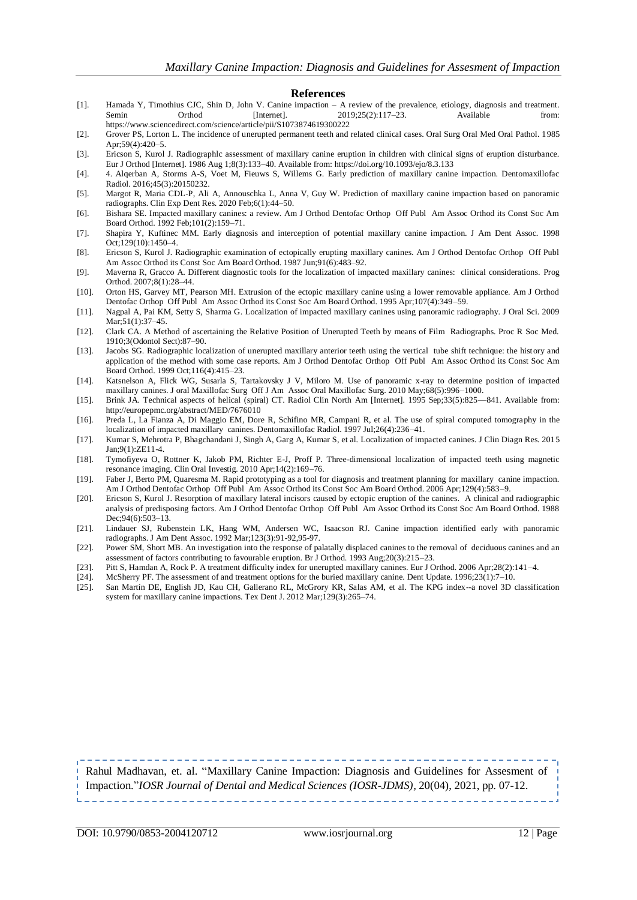## References

[1]. Hamada Y, Timothius CJC, Shin D, John V. Canine impaction – A review of the prevalence, etiology, diagnosis and treatment. Semin Orthod [Internet]. 2019;25(2):117–23. Available from: https://www.sciencedirect.com/science/article/pii/S1073874619300222

[2]. Grover PS, Lorton L. The incidence of unerupted permanent teeth and related clinical cases. Oral Surg Oral Med Oral Pathol. 1985 Apr;59(4):420–5.

[3]. Ericson S, Kurol J. Radiographlc assessment of maxillary canine eruption in children with clinical signs of eruption disturbance. Eur J Orthod [Internet]. 1986 Aug 1;8(3):133–40. Available from: https://doi.org/10.1093/ejo/8.3.133

[4]. 4. Alqerban A, Storms A-S, Voet M, Fieuws S, Willems G. Early prediction of maxillary canine impaction. Dentomaxillofac Radiol. 2016;45(3):20150232.

[5]. Margot R, Maria CDL-P, Ali A, Annouschka L, Anna V, Guy W. Prediction of maxillary canine impaction based on panoramic radiographs. Clin Exp Dent Res. 2020 Feb;6(1):44–50.

[6]. Bishara SE. Impacted maxillary canines: a review. Am J Orthod Dentofac Orthop Off Publ Am Assoc Orthod its Const Soc Am Board Orthod. 1992 Feb;101(2):159–71.

[7]. Shapira Y, Kuftinec MM. Early diagnosis and interception of potential maxillary canine impaction. J Am Dent Assoc. 1998 Oct;129(10):1450–4.

[8]. Ericson S, Kurol J. Radiographic examination of ectopically erupting maxillary canines. Am J Orthod Dentofac Orthop Off Publ Am Assoc Orthod its Const Soc Am Board Orthod. 1987 Jun;91(6):483–92.

[9]. Maverna R, Gracco A. Different diagnostic tools for the localization of impacted maxillary canines: clinical considerations. Prog Orthod. 2007;8(1):28–44.

[10]. Orton HS, Garvey MT, Pearson MH. Extrusion of the ectopic maxillary canine using a lower removable appliance. Am J Orthod Dentofac Orthop Off Publ Am Assoc Orthod its Const Soc Am Board Orthod. 1995 Apr;107(4):349–59.

[11]. Nagpal A, Pai KM, Setty S, Sharma G. Localization of impacted maxillary canines using panoramic radiography. J Oral Sci. 2009 Mar;51(1):37–45.

[12]. Clark CA. A Method of ascertaining the Relative Position of Unerupted Teeth by means of Film Radiographs. Proc R Soc Med. 1910;3(Odontol Sect):87–90.

[13]. Jacobs SG. Radiographic localization of unerupted maxillary anterior teeth using the vertical tube shift technique: the history and application of the method with some case reports. Am J Orthod Dentofac Orthop Off Publ Am Assoc Orthod its Const Soc Am Board Orthod. 1999 Oct;116(4):415–23.

[14]. Katsnelson A, Flick WG, Susarla S, Tartakovsky J V, Miloro M. Use of panoramic x-ray to determine position of impacted maxillary canines. J oral Maxillofac Surg Off J Am Assoc Oral Maxillofac Surg. 2010 May;68(5):996–1000.

[15]. Brink JA. Technical aspects of helical (spiral) CT. Radiol Clin North Am [Internet]. 1995 Sep;33(5):825—841. Available from: http://europepmc.org/abstract/MED/7676010

[16]. Preda L, La Fianza A, Di Maggio EM, Dore R, Schifino MR, Campani R, et al. The use of spiral computed tomography in the localization of impacted maxillary canines. Dentomaxillofac Radiol. 1997 Jul;26(4):236–41.

[17]. Kumar S, Mehrotra P, Bhagchandani J, Singh A, Garg A, Kumar S, et al. Localization of impacted canines. J Clin Diagn Res. 2015 Jan;9(1):ZE11-4.

[18]. Tymofiyeva O, Rottner K, Jakob PM, Richter E-J, Proff P. Three-dimensional localization of impacted teeth using magnetic resonance imaging. Clin Oral Investig. 2010 Apr;14(2):169–76.

[19]. Faber J, Berto PM, Quaresma M. Rapid prototyping as a tool for diagnosis and treatment planning for maxillary canine impaction. Am J Orthod Dentofac Orthop Off Publ Am Assoc Orthod its Const Soc Am Board Orthod. 2006 Apr;129(4):583–9.

[20]. Ericson S, Kurol J. Resorption of maxillary lateral incisors caused by ectopic eruption of the canines. A clinical and radiographic analysis of predisposing factors. Am J Orthod Dentofac Orthop Off Publ Am Assoc Orthod its Const Soc Am Board Orthod. 1988 Dec;94(6):503–13.

[21]. Lindauer SJ, Rubenstein LK, Hang WM, Andersen WC, Isaacson RJ. Canine impaction identified early with panoramic radiographs. J Am Dent Assoc. 1992 Mar;123(3):91-92,95-97.

[22]. Power SM, Short MB. An investigation into the response of palatally displaced canines to the removal of deciduous canines and an assessment of factors contributing to favourable eruption. Br J Orthod. 1993 Aug;20(3):215–23.

[23]. Pitt S, Hamdan A, Rock P. A treatment difficulty index for unerupted maxillary canines. Eur J Orthod. 2006 Apr;28(2):141–4.

[24]. McSherry PF. The assessment of and treatment options for the buried maxillary canine. Dent Update. 1996;23(1):7–10.

[25]. San Martín DE, English JD, Kau CH, Gallerano RL, McGrory KR, Salas AM, et al. The KPG index--a novel 3D classification system for maxillary canine impactions. Tex Dent J. 2012 Mar;129(3):265–74.

Rahul Madhavan, et. al. "Maxillary Canine Impaction: Diagnosis and Guidelines for Assesment of Impaction."*IOSR Journal of Dental and Medical Sciences (IOSR-JDMS)*, 20(04), 2021, pp. 07-12.